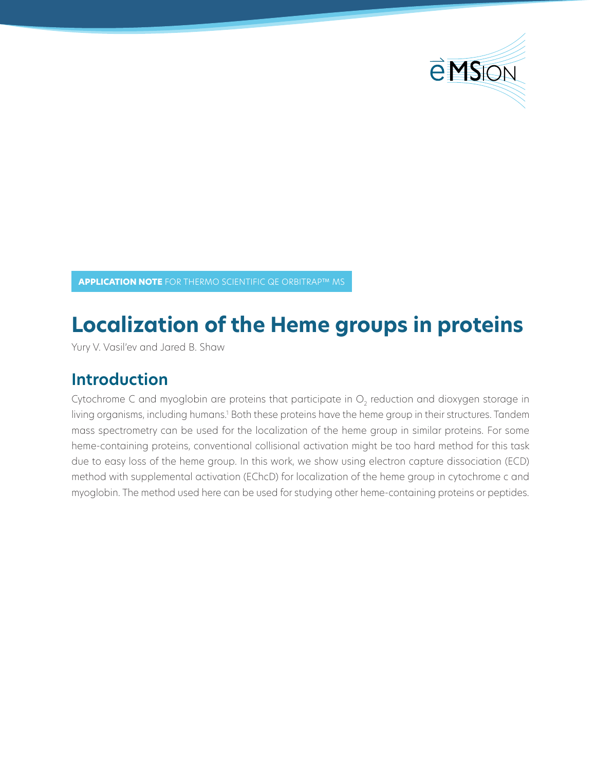**APPLICATION NOTE** FOR THERMO SCIENTIFIC QE ORBITRAP™ MS

# Localization of the Heme groups in proteins

Yury V. Vasil'ev and Jared B. Shaw

## Introduction

Cytochrome C and myoglobin are proteins that participate in $O_2$ reduction and dioxygen storage in living organisms, including humans.[1] Both these proteins have the heme group in their structures. Tandem mass spectrometry can be used for the localization of the heme group in similar proteins. For some heme-containing proteins, conventional collisional activation might be too hard method for this task due to easy loss of the heme group. In this work, we show using electron capture dissociation (ECD) method with supplemental activation (EChcD) for localization of the heme group in cytochrome c and myoglobin. The method used here can be used for studying other heme-containing proteins or peptides.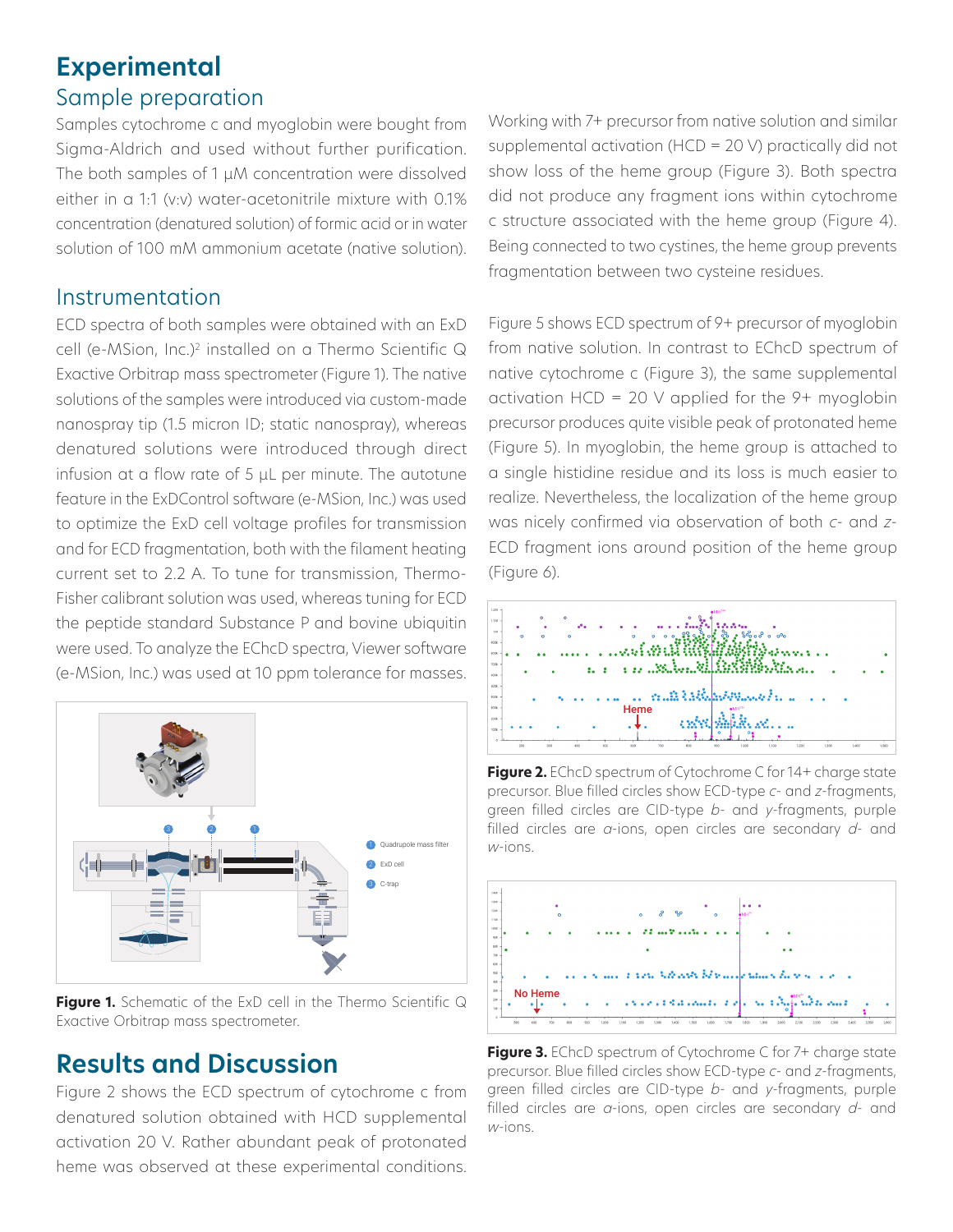# Experimental

## Sample preparation

Samples cytochrome c and myoglobin were bought from Sigma-Aldrich and used without further purification. The both samples of 1 µM concentration were dissolved either in a 1:1 (v:v) water-acetonitrile mixture with 0.1% concentration (denatured solution) of formic acid or in water solution of 100 mM ammonium acetate (native solution).

## Instrumentation

ECD spectra of both samples were obtained with an ExD cell (e-MSion, Inc.)[2] installed on a Thermo Scientific Q Exactive Orbitrap mass spectrometer (Figure 1). The native solutions of the samples were introduced via custom-made nanospray tip (1.5 micron ID; static nanospray), whereas denatured solutions were introduced through direct infusion at a flow rate of 5 µL per minute. The autotune feature in the ExDControl software (e-MSion, Inc.) was used to optimize the ExD cell voltage profiles for transmission and for ECD fragmentation, both with the filament heating current set to 2.2 A. To tune for transmission, Thermo-Fisher calibrant solution was used, whereas tuning for ECD the peptide standard Substance P and bovine ubiquitin were used. To analyze the EChcD spectra, Viewer software (e-MSion, Inc.) was used at 10 ppm tolerance for masses.

**Figure 1.** Schematic of the ExD cell in the Thermo Scientific Q Exactive Orbitrap mass spectrometer.

# Results and Discussion

Figure 2 shows the ECD spectrum of cytochrome c from denatured solution obtained with HCD supplemental activation 20 V. Rather abundant peak of protonated heme was observed at these experimental conditions. Working with 7+ precursor from native solution and similar supplemental activation (HCD = 20 V) practically did not show loss of the heme group (Figure 3). Both spectra did not produce any fragment ions within cytochrome c structure associated with the heme group (Figure 4). Being connected to two cystines, the heme group prevents fragmentation between two cysteine residues.

Figure 5 shows ECD spectrum of 9+ precursor of myoglobin from native solution. In contrast to EChcD spectrum of native cytochrome c (Figure 3), the same supplemental activation HCD = 20 V applied for the 9+ myoglobin precursor produces quite visible peak of protonated heme (Figure 5). In myoglobin, the heme group is attached to a single histidine residue and its loss is much easier to realize. Nevertheless, the localization of the heme group was nicely confirmed via observation of both *c*- and *z*-ECD fragment ions around position of the heme group (Figure 6).

**Figure 2.** EChcD spectrum of Cytochrome C for 14+ charge state precursor. Blue filled circles show ECD-type *c*- and *z*-fragments, green filled circles are CID-type *b*- and *y*-fragments, purple filled circles are *a*-ions, open circles are secondary *d*- and *w*-ions.

**Figure 3.** EChcD spectrum of Cytochrome C for 7+ charge state precursor. Blue filled circles show ECD-type *c*- and *z*-fragments, green filled circles are CID-type *b*- and *y*-fragments, purple filled circles are *a*-ions, open circles are secondary *d*- and *w*-ions.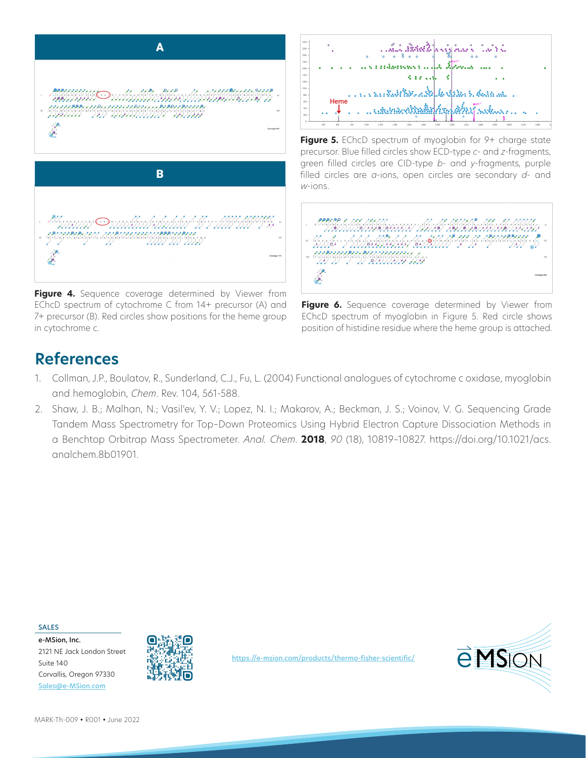**A**

**B**

**Figure 4.** Sequence coverage determined by Viewer from EChcD spectrum of cytochrome C from 14+ precursor (A) and 7+ precursor (B). Red circles show positions for the heme group in cytochrome c.

Heme

**Figure 5.** EChcD spectrum of myoglobin for 9+ charge state precursor. Blue filled circles show ECD-type *c*- and *z*-fragments, green filled circles are CID-type *b*- and *y*-fragments, purple filled circles are *a*-ions, open circles are secondary *d*- and *w*-ions.

**Figure 6.** Sequence coverage determined by Viewer from EChcD spectrum of myoglobin in Figure 5. Red circle shows position of histidine residue where the heme group is attached.

## References

1. Collman, J.P., Boulatov, R., Sunderland, C.J., Fu, L. (2004) Functional analogues of cytochrome c oxidase, myoglobin and hemoglobin, *Chem.* Rev. 104, 561-588.
2. Shaw, J. B.; Malhan, N.; Vasil'ev, Y. V.; Lopez, N. I.; Makarov, A.; Beckman, J. S.; Voinov, V. G. Sequencing Grade Tandem Mass Spectrometry for Top–Down Proteomics Using Hybrid Electron Capture Dissociation Methods in a Benchtop Orbitrap Mass Spectrometer. *Anal. Chem.* **2018**, *90* (18), 10819–10827. https://doi.org/10.1021/acs.analchem.8b01901.

**SALES**

e-MSion, Inc.
2121 NE Jack London Street
Suite 140
Corvallis, Oregon 97330
Sales@e-MSion.com

https://e-msion.com/products/thermo-fisher-scientific/

MARK-Th-009 • R001 • June 2022